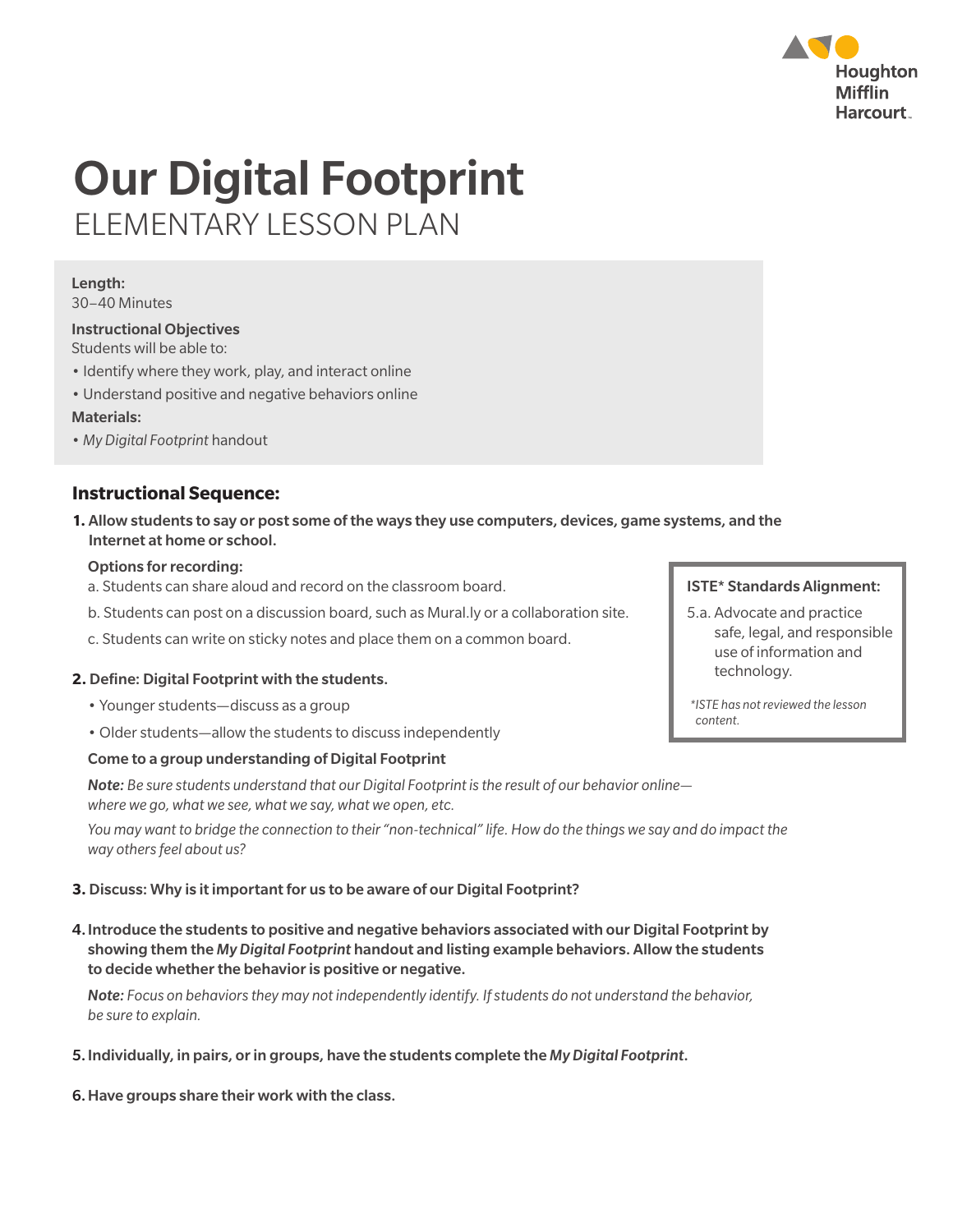# Our Digital Footprint

## ELEMENTARY LESSON PLAN

**Length:**
30–40 Minutes

**Instructional Objectives**
Students will be able to:

- Identify where they work, play, and interact online
- Understand positive and negative behaviors online

**Materials:**

- *My Digital Footprint* handout

### Instructional Sequence:

1. **Allow students to say or post some of the ways they use computers, devices, game systems, and the Internet at home or school.**

   **Options for recording:**

   a. Students can share aloud and record on the classroom board.

   b. Students can post on a discussion board, such as Mural.ly or a collaboration site.

   c. Students can write on sticky notes and place them on a common board.

2. **Define: Digital Footprint with the students.**

   - Younger students—discuss as a group
   - Older students—allow the students to discuss independently

   **Come to a group understanding of Digital Footprint**

   ***Note:*** *Be sure students understand that our Digital Footprint is the result of our behavior online—where we go, what we see, what we say, what we open, etc.*

   *You may want to bridge the connection to their "non-technical" life. How do the things we say and do impact the way others feel about us?*

3. **Discuss: Why is it important for us to be aware of our Digital Footprint?**

4. **Introduce the students to positive and negative behaviors associated with our Digital Footprint by showing them the *My Digital Footprint* handout and listing example behaviors. Allow the students to decide whether the behavior is positive or negative.**

   ***Note:*** *Focus on behaviors they may not independently identify. If students do not understand the behavior, be sure to explain.*

5. **Individually, in pairs, or in groups, have the students complete the *My Digital Footprint*.**

6. **Have groups share their work with the class.**

**ISTE\* Standards Alignment:**

5.a. Advocate and practice safe, legal, and responsible use of information and technology.

*\*ISTE has not reviewed the lesson content.*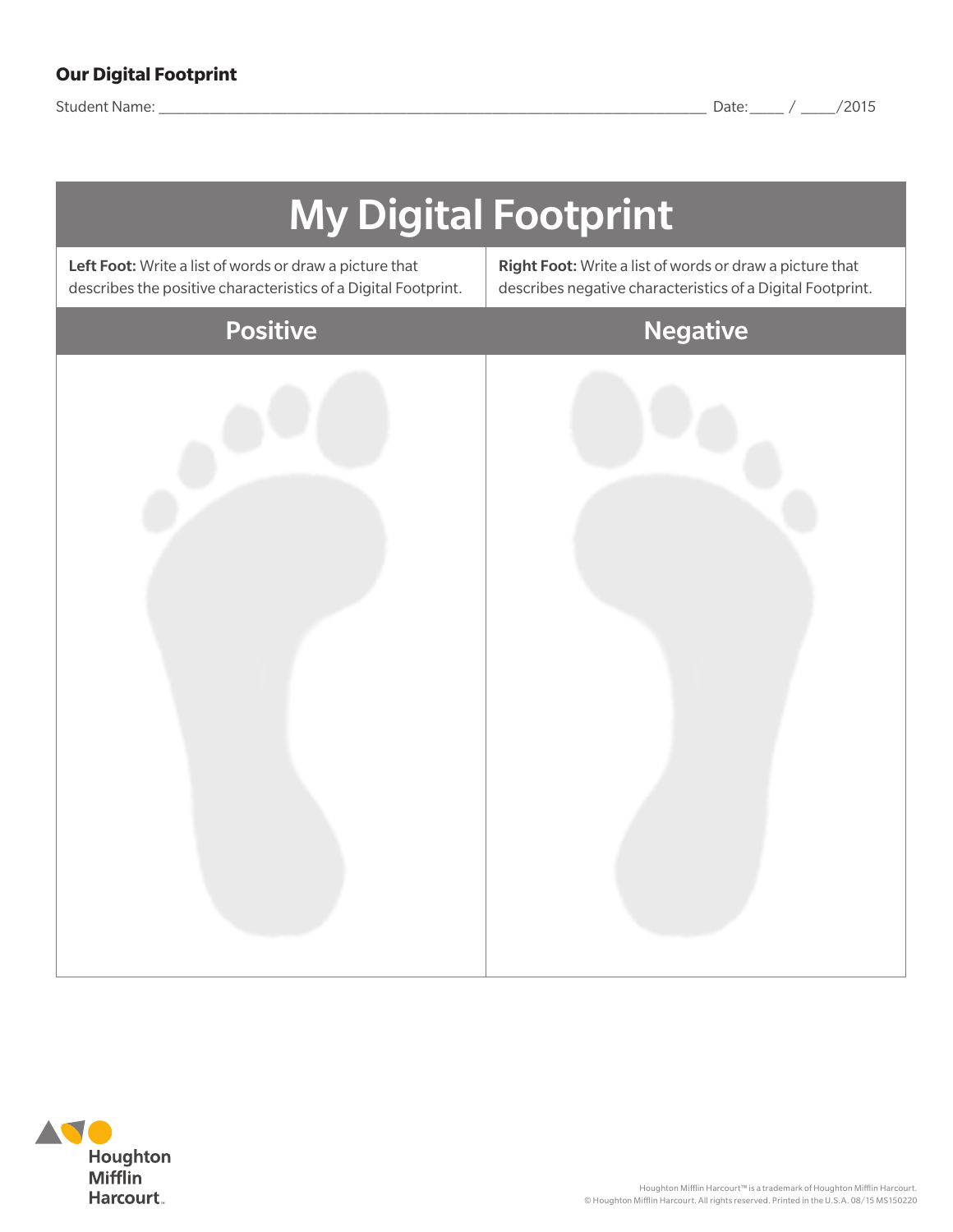**Our Digital Footprint**

Student Name: ______________________________________________ Date:____ / ____/2015

# My Digital Footprint

| **Left Foot:** Write a list of words or draw a picture that describes the positive characteristics of a Digital Footprint. | **Right Foot:** Write a list of words or draw a picture that describes negative characteristics of a Digital Footprint. |
| --- | --- |
| **Positive** | **Negative** |
| | |

Houghton Mifflin Harcourt

Houghton Mifflin Harcourt™ is a trademark of Houghton Mifflin Harcourt.
© Houghton Mifflin Harcourt. All rights reserved. Printed in the U.S.A. 08/15 MS150220